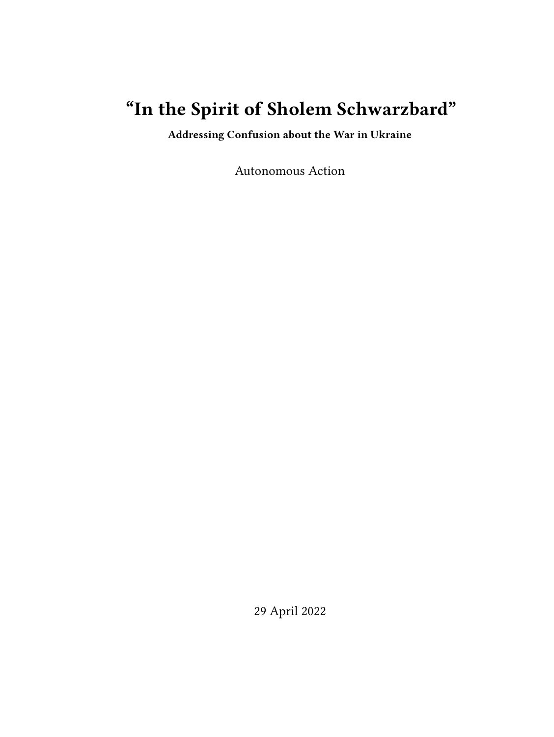# "In the Spirit of Sholem Schwarzbard"

**Addressing Confusion about the War in Ukraine**

Autonomous Action

29 April 2022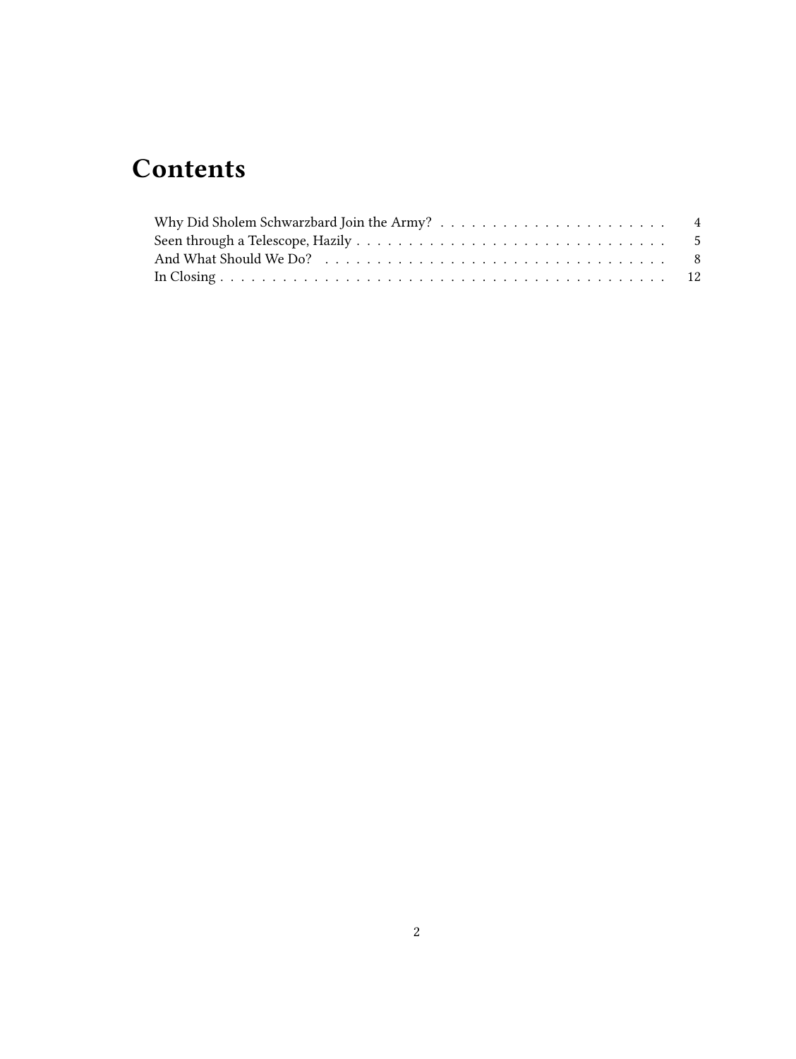# Contents

- Why Did Sholem Schwarzbard Join the Army? . . . . . . . . . . . . . . . . . . . . . . . 4
- Seen through a Telescope, Hazily . . . . . . . . . . . . . . . . . . . . . . . . . . . . . . 5
- And What Should We Do? . . . . . . . . . . . . . . . . . . . . . . . . . . . . . . . . . . 8
- In Closing . . . . . . . . . . . . . . . . . . . . . . . . . . . . . . . . . . . . . . . . . . 12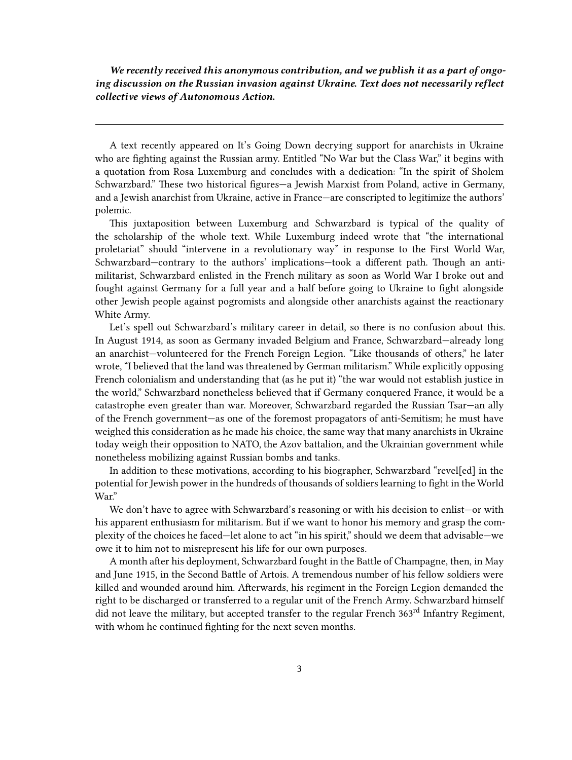***We recently received this anonymous contribution, and we publish it as a part of ongoing discussion on the Russian invasion against Ukraine. Text does not necessarily reflect collective views of Autonomous Action.***

---

A text recently appeared on It's Going Down decrying support for anarchists in Ukraine who are fighting against the Russian army. Entitled "No War but the Class War," it begins with a quotation from Rosa Luxemburg and concludes with a dedication: "In the spirit of Sholem Schwarzbard." These two historical figures—a Jewish Marxist from Poland, active in Germany, and a Jewish anarchist from Ukraine, active in France—are conscripted to legitimize the authors' polemic.

This juxtaposition between Luxemburg and Schwarzbard is typical of the quality of the scholarship of the whole text. While Luxemburg indeed wrote that "the international proletariat" should "intervene in a revolutionary way" in response to the First World War, Schwarzbard—contrary to the authors' implications—took a different path. Though an anti-militarist, Schwarzbard enlisted in the French military as soon as World War I broke out and fought against Germany for a full year and a half before going to Ukraine to fight alongside other Jewish people against pogromists and alongside other anarchists against the reactionary White Army.

Let's spell out Schwarzbard's military career in detail, so there is no confusion about this. In August 1914, as soon as Germany invaded Belgium and France, Schwarzbard—already long an anarchist—volunteered for the French Foreign Legion. "Like thousands of others," he later wrote, "I believed that the land was threatened by German militarism." While explicitly opposing French colonialism and understanding that (as he put it) "the war would not establish justice in the world," Schwarzbard nonetheless believed that if Germany conquered France, it would be a catastrophe even greater than war. Moreover, Schwarzbard regarded the Russian Tsar—an ally of the French government—as one of the foremost propagators of anti-Semitism; he must have weighed this consideration as he made his choice, the same way that many anarchists in Ukraine today weigh their opposition to NATO, the Azov battalion, and the Ukrainian government while nonetheless mobilizing against Russian bombs and tanks.

In addition to these motivations, according to his biographer, Schwarzbard "revel[ed] in the potential for Jewish power in the hundreds of thousands of soldiers learning to fight in the World War."

We don't have to agree with Schwarzbard's reasoning or with his decision to enlist—or with his apparent enthusiasm for militarism. But if we want to honor his memory and grasp the complexity of the choices he faced—let alone to act "in his spirit," should we deem that advisable—we owe it to him not to misrepresent his life for our own purposes.

A month after his deployment, Schwarzbard fought in the Battle of Champagne, then, in May and June 1915, in the Second Battle of Artois. A tremendous number of his fellow soldiers were killed and wounded around him. Afterwards, his regiment in the Foreign Legion demanded the right to be discharged or transferred to a regular unit of the French Army. Schwarzbard himself did not leave the military, but accepted transfer to the regular French 363rd Infantry Regiment, with whom he continued fighting for the next seven months.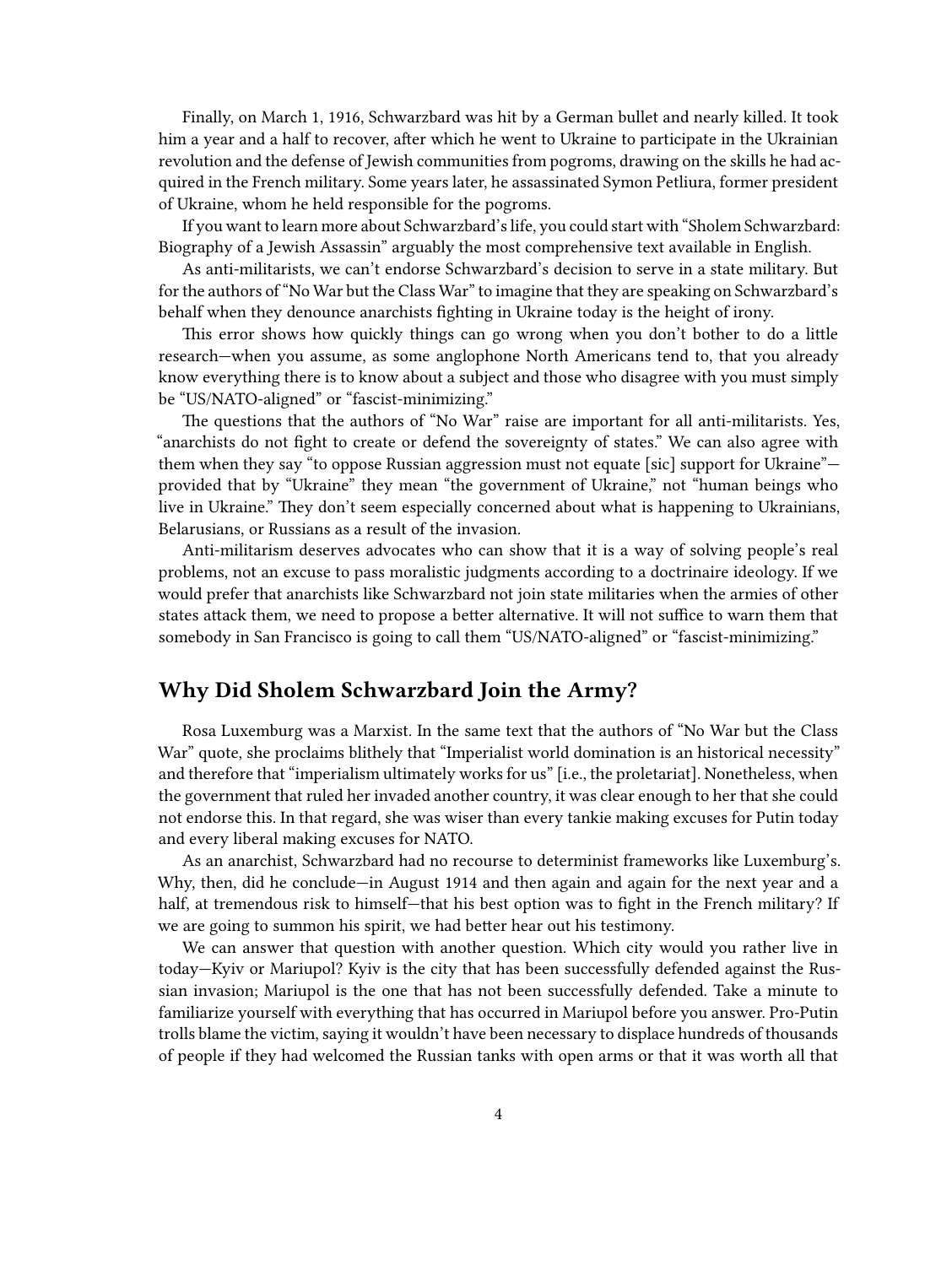Finally, on March 1, 1916, Schwarzbard was hit by a German bullet and nearly killed. It took him a year and a half to recover, after which he went to Ukraine to participate in the Ukrainian revolution and the defense of Jewish communities from pogroms, drawing on the skills he had acquired in the French military. Some years later, he assassinated Symon Petliura, former president of Ukraine, whom he held responsible for the pogroms.

If you want to learn more about Schwarzbard's life, you could start with "Sholem Schwarzbard: Biography of a Jewish Assassin" arguably the most comprehensive text available in English.

As anti-militarists, we can't endorse Schwarzbard's decision to serve in a state military. But for the authors of "No War but the Class War" to imagine that they are speaking on Schwarzbard's behalf when they denounce anarchists fighting in Ukraine today is the height of irony.

This error shows how quickly things can go wrong when you don't bother to do a little research—when you assume, as some anglophone North Americans tend to, that you already know everything there is to know about a subject and those who disagree with you must simply be "US/NATO-aligned" or "fascist-minimizing."

The questions that the authors of "No War" raise are important for all anti-militarists. Yes, "anarchists do not fight to create or defend the sovereignty of states." We can also agree with them when they say "to oppose Russian aggression must not equate [sic] support for Ukraine"—provided that by "Ukraine" they mean "the government of Ukraine," not "human beings who live in Ukraine." They don't seem especially concerned about what is happening to Ukrainians, Belarusians, or Russians as a result of the invasion.

Anti-militarism deserves advocates who can show that it is a way of solving people's real problems, not an excuse to pass moralistic judgments according to a doctrinaire ideology. If we would prefer that anarchists like Schwarzbard not join state militaries when the armies of other states attack them, we need to propose a better alternative. It will not suffice to warn them that somebody in San Francisco is going to call them "US/NATO-aligned" or "fascist-minimizing."

## Why Did Sholem Schwarzbard Join the Army?

Rosa Luxemburg was a Marxist. In the same text that the authors of "No War but the Class War" quote, she proclaims blithely that "Imperialist world domination is an historical necessity" and therefore that "imperialism ultimately works for us" [i.e., the proletariat]. Nonetheless, when the government that ruled her invaded another country, it was clear enough to her that she could not endorse this. In that regard, she was wiser than every tankie making excuses for Putin today and every liberal making excuses for NATO.

As an anarchist, Schwarzbard had no recourse to determinist frameworks like Luxemburg's. Why, then, did he conclude—in August 1914 and then again and again for the next year and a half, at tremendous risk to himself—that his best option was to fight in the French military? If we are going to summon his spirit, we had better hear out his testimony.

We can answer that question with another question. Which city would you rather live in today—Kyiv or Mariupol? Kyiv is the city that has been successfully defended against the Russian invasion; Mariupol is the one that has not been successfully defended. Take a minute to familiarize yourself with everything that has occurred in Mariupol before you answer. Pro-Putin trolls blame the victim, saying it wouldn't have been necessary to displace hundreds of thousands of people if they had welcomed the Russian tanks with open arms or that it was worth all that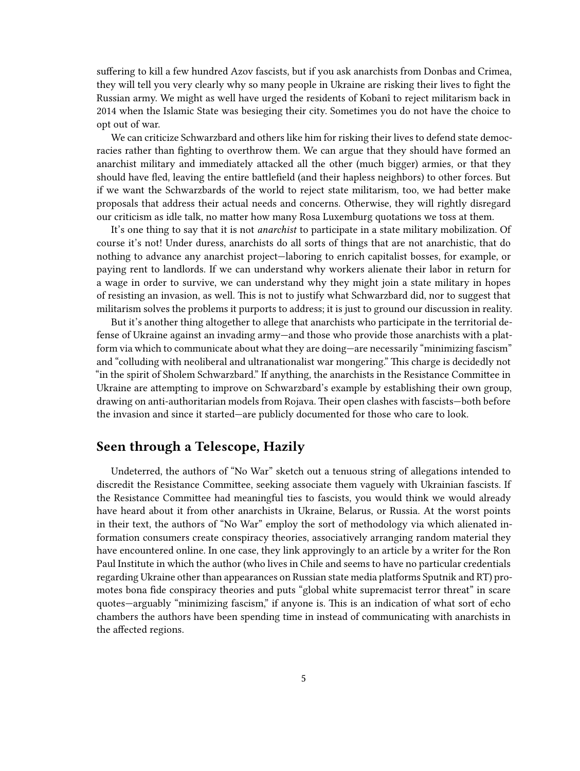suffering to kill a few hundred Azov fascists, but if you ask anarchists from Donbas and Crimea, they will tell you very clearly why so many people in Ukraine are risking their lives to fight the Russian army. We might as well have urged the residents of Kobanî to reject militarism back in 2014 when the Islamic State was besieging their city. Sometimes you do not have the choice to opt out of war.

We can criticize Schwarzbard and others like him for risking their lives to defend state democracies rather than fighting to overthrow them. We can argue that they should have formed an anarchist military and immediately attacked all the other (much bigger) armies, or that they should have fled, leaving the entire battlefield (and their hapless neighbors) to other forces. But if we want the Schwarzbards of the world to reject state militarism, too, we had better make proposals that address their actual needs and concerns. Otherwise, they will rightly disregard our criticism as idle talk, no matter how many Rosa Luxemburg quotations we toss at them.

It's one thing to say that it is not *anarchist* to participate in a state military mobilization. Of course it's not! Under duress, anarchists do all sorts of things that are not anarchistic, that do nothing to advance any anarchist project—laboring to enrich capitalist bosses, for example, or paying rent to landlords. If we can understand why workers alienate their labor in return for a wage in order to survive, we can understand why they might join a state military in hopes of resisting an invasion, as well. This is not to justify what Schwarzbard did, nor to suggest that militarism solves the problems it purports to address; it is just to ground our discussion in reality.

But it's another thing altogether to allege that anarchists who participate in the territorial defense of Ukraine against an invading army—and those who provide those anarchists with a platform via which to communicate about what they are doing—are necessarily "minimizing fascism" and "colluding with neoliberal and ultranationalist war mongering." This charge is decidedly not "in the spirit of Sholem Schwarzbard." If anything, the anarchists in the Resistance Committee in Ukraine are attempting to improve on Schwarzbard's example by establishing their own group, drawing on anti-authoritarian models from Rojava. Their open clashes with fascists—both before the invasion and since it started—are publicly documented for those who care to look.

## Seen through a Telescope, Hazily

Undeterred, the authors of "No War" sketch out a tenuous string of allegations intended to discredit the Resistance Committee, seeking associate them vaguely with Ukrainian fascists. If the Resistance Committee had meaningful ties to fascists, you would think we would already have heard about it from other anarchists in Ukraine, Belarus, or Russia. At the worst points in their text, the authors of "No War" employ the sort of methodology via which alienated information consumers create conspiracy theories, associatively arranging random material they have encountered online. In one case, they link approvingly to an article by a writer for the Ron Paul Institute in which the author (who lives in Chile and seems to have no particular credentials regarding Ukraine other than appearances on Russian state media platforms Sputnik and RT) promotes bona fide conspiracy theories and puts "global white supremacist terror threat" in scare quotes—arguably "minimizing fascism," if anyone is. This is an indication of what sort of echo chambers the authors have been spending time in instead of communicating with anarchists in the affected regions.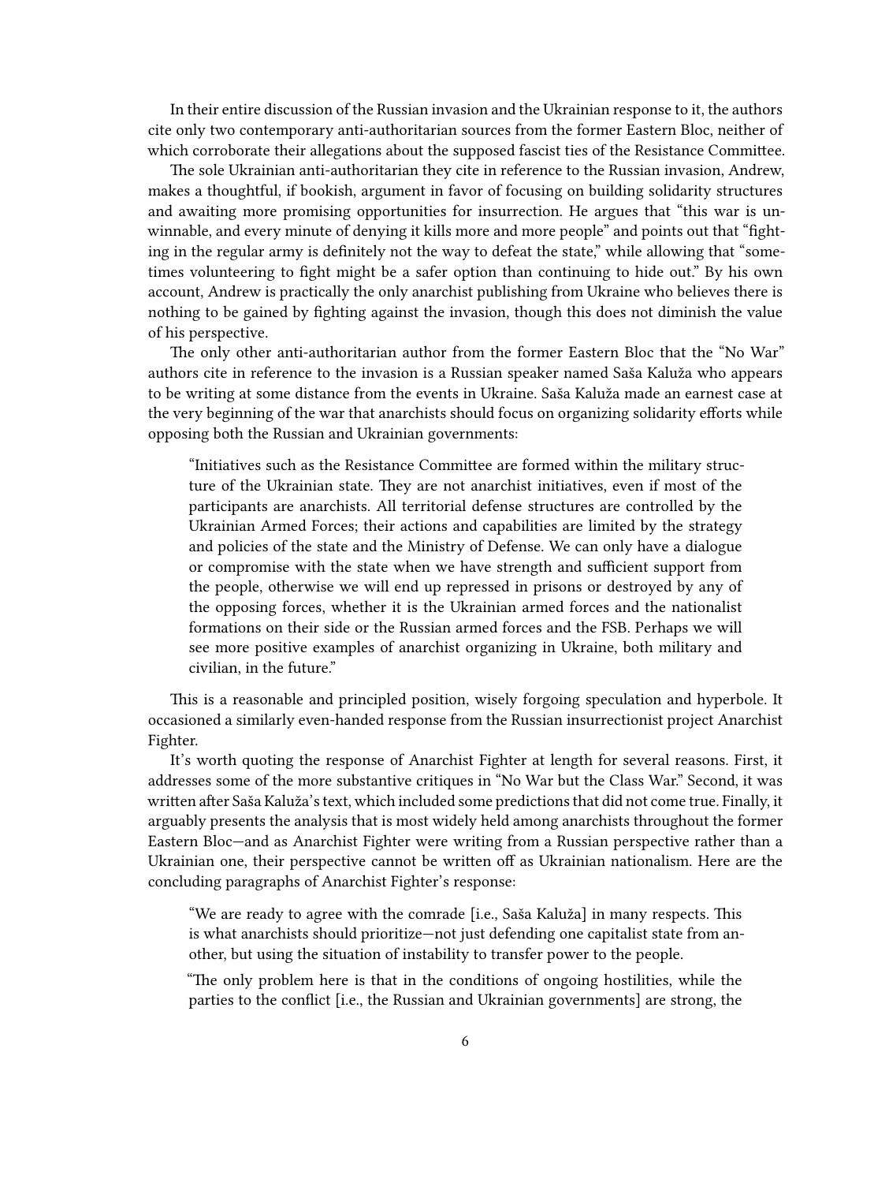In their entire discussion of the Russian invasion and the Ukrainian response to it, the authors cite only two contemporary anti-authoritarian sources from the former Eastern Bloc, neither of which corroborate their allegations about the supposed fascist ties of the Resistance Committee.

The sole Ukrainian anti-authoritarian they cite in reference to the Russian invasion, Andrew, makes a thoughtful, if bookish, argument in favor of focusing on building solidarity structures and awaiting more promising opportunities for insurrection. He argues that "this war is unwinnable, and every minute of denying it kills more and more people" and points out that "fighting in the regular army is definitely not the way to defeat the state," while allowing that "sometimes volunteering to fight might be a safer option than continuing to hide out." By his own account, Andrew is practically the only anarchist publishing from Ukraine who believes there is nothing to be gained by fighting against the invasion, though this does not diminish the value of his perspective.

The only other anti-authoritarian author from the former Eastern Bloc that the "No War" authors cite in reference to the invasion is a Russian speaker named Saša Kaluža who appears to be writing at some distance from the events in Ukraine. Saša Kaluža made an earnest case at the very beginning of the war that anarchists should focus on organizing solidarity efforts while opposing both the Russian and Ukrainian governments:

> "Initiatives such as the Resistance Committee are formed within the military structure of the Ukrainian state. They are not anarchist initiatives, even if most of the participants are anarchists. All territorial defense structures are controlled by the Ukrainian Armed Forces; their actions and capabilities are limited by the strategy and policies of the state and the Ministry of Defense. We can only have a dialogue or compromise with the state when we have strength and sufficient support from the people, otherwise we will end up repressed in prisons or destroyed by any of the opposing forces, whether it is the Ukrainian armed forces and the nationalist formations on their side or the Russian armed forces and the FSB. Perhaps we will see more positive examples of anarchist organizing in Ukraine, both military and civilian, in the future."

This is a reasonable and principled position, wisely forgoing speculation and hyperbole. It occasioned a similarly even-handed response from the Russian insurrectionist project Anarchist Fighter.

It's worth quoting the response of Anarchist Fighter at length for several reasons. First, it addresses some of the more substantive critiques in "No War but the Class War." Second, it was written after Saša Kaluža's text, which included some predictions that did not come true. Finally, it arguably presents the analysis that is most widely held among anarchists throughout the former Eastern Bloc—and as Anarchist Fighter were writing from a Russian perspective rather than a Ukrainian one, their perspective cannot be written off as Ukrainian nationalism. Here are the concluding paragraphs of Anarchist Fighter's response:

> "We are ready to agree with the comrade [i.e., Saša Kaluža] in many respects. This is what anarchists should prioritize—not just defending one capitalist state from another, but using the situation of instability to transfer power to the people.
>
> "The only problem here is that in the conditions of ongoing hostilities, while the parties to the conflict [i.e., the Russian and Ukrainian governments] are strong, the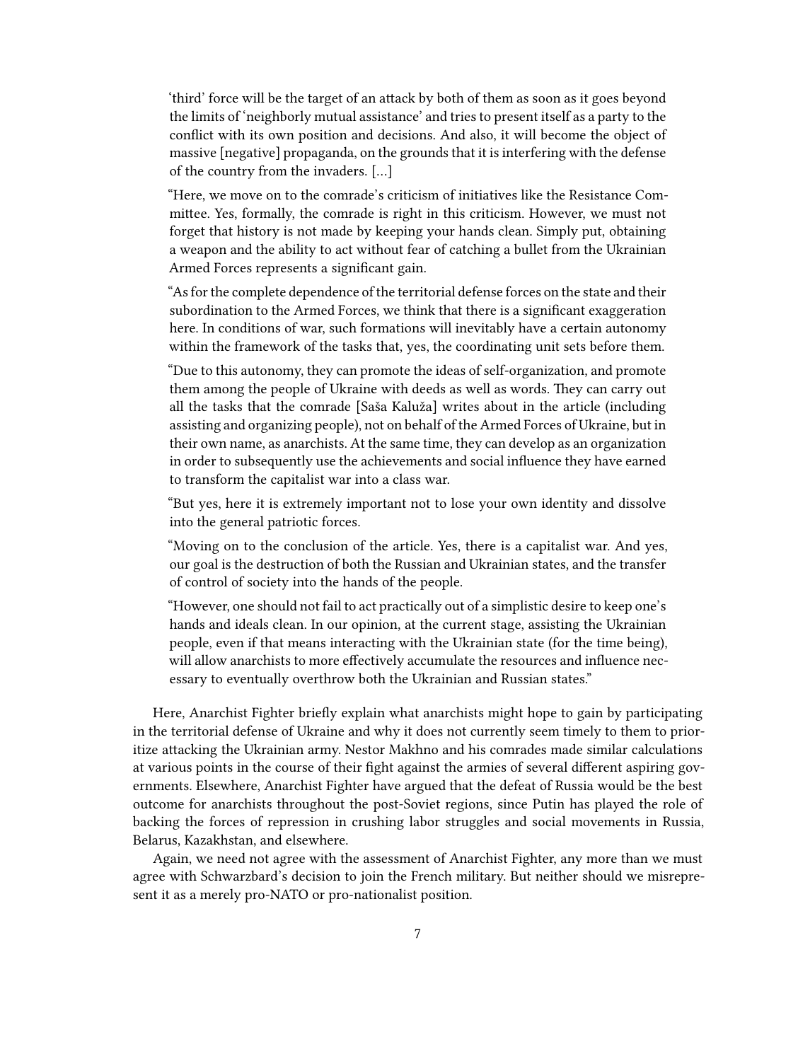> 'third' force will be the target of an attack by both of them as soon as it goes beyond the limits of 'neighborly mutual assistance' and tries to present itself as a party to the conflict with its own position and decisions. And also, it will become the object of massive [negative] propaganda, on the grounds that it is interfering with the defense of the country from the invaders. […]
>
> "Here, we move on to the comrade's criticism of initiatives like the Resistance Committee. Yes, formally, the comrade is right in this criticism. However, we must not forget that history is not made by keeping your hands clean. Simply put, obtaining a weapon and the ability to act without fear of catching a bullet from the Ukrainian Armed Forces represents a significant gain.
>
> "As for the complete dependence of the territorial defense forces on the state and their subordination to the Armed Forces, we think that there is a significant exaggeration here. In conditions of war, such formations will inevitably have a certain autonomy within the framework of the tasks that, yes, the coordinating unit sets before them.
>
> "Due to this autonomy, they can promote the ideas of self-organization, and promote them among the people of Ukraine with deeds as well as words. They can carry out all the tasks that the comrade [Saša Kaluža] writes about in the article (including assisting and organizing people), not on behalf of the Armed Forces of Ukraine, but in their own name, as anarchists. At the same time, they can develop as an organization in order to subsequently use the achievements and social influence they have earned to transform the capitalist war into a class war.
>
> "But yes, here it is extremely important not to lose your own identity and dissolve into the general patriotic forces.
>
> "Moving on to the conclusion of the article. Yes, there is a capitalist war. And yes, our goal is the destruction of both the Russian and Ukrainian states, and the transfer of control of society into the hands of the people.
>
> "However, one should not fail to act practically out of a simplistic desire to keep one's hands and ideals clean. In our opinion, at the current stage, assisting the Ukrainian people, even if that means interacting with the Ukrainian state (for the time being), will allow anarchists to more effectively accumulate the resources and influence necessary to eventually overthrow both the Ukrainian and Russian states."

Here, Anarchist Fighter briefly explain what anarchists might hope to gain by participating in the territorial defense of Ukraine and why it does not currently seem timely to them to prioritize attacking the Ukrainian army. Nestor Makhno and his comrades made similar calculations at various points in the course of their fight against the armies of several different aspiring governments. Elsewhere, Anarchist Fighter have argued that the defeat of Russia would be the best outcome for anarchists throughout the post-Soviet regions, since Putin has played the role of backing the forces of repression in crushing labor struggles and social movements in Russia, Belarus, Kazakhstan, and elsewhere.

Again, we need not agree with the assessment of Anarchist Fighter, any more than we must agree with Schwarzbard's decision to join the French military. But neither should we misrepresent it as a merely pro-NATO or pro-nationalist position.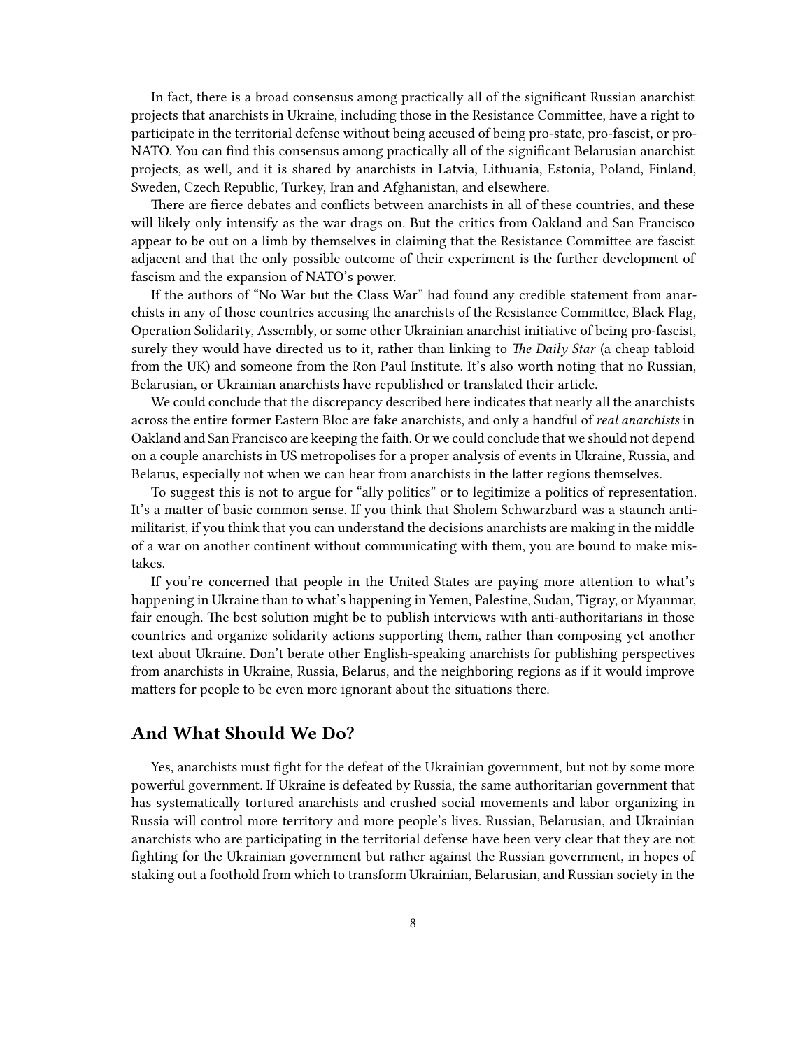In fact, there is a broad consensus among practically all of the significant Russian anarchist projects that anarchists in Ukraine, including those in the Resistance Committee, have a right to participate in the territorial defense without being accused of being pro-state, pro-fascist, or pro-NATO. You can find this consensus among practically all of the significant Belarusian anarchist projects, as well, and it is shared by anarchists in Latvia, Lithuania, Estonia, Poland, Finland, Sweden, Czech Republic, Turkey, Iran and Afghanistan, and elsewhere.

There are fierce debates and conflicts between anarchists in all of these countries, and these will likely only intensify as the war drags on. But the critics from Oakland and San Francisco appear to be out on a limb by themselves in claiming that the Resistance Committee are fascist adjacent and that the only possible outcome of their experiment is the further development of fascism and the expansion of NATO's power.

If the authors of "No War but the Class War" had found any credible statement from anarchists in any of those countries accusing the anarchists of the Resistance Committee, Black Flag, Operation Solidarity, Assembly, or some other Ukrainian anarchist initiative of being pro-fascist, surely they would have directed us to it, rather than linking to *The Daily Star* (a cheap tabloid from the UK) and someone from the Ron Paul Institute. It's also worth noting that no Russian, Belarusian, or Ukrainian anarchists have republished or translated their article.

We could conclude that the discrepancy described here indicates that nearly all the anarchists across the entire former Eastern Bloc are fake anarchists, and only a handful of *real anarchists* in Oakland and San Francisco are keeping the faith. Or we could conclude that we should not depend on a couple anarchists in US metropolises for a proper analysis of events in Ukraine, Russia, and Belarus, especially not when we can hear from anarchists in the latter regions themselves.

To suggest this is not to argue for "ally politics" or to legitimize a politics of representation. It's a matter of basic common sense. If you think that Sholem Schwarzbard was a staunch anti-militarist, if you think that you can understand the decisions anarchists are making in the middle of a war on another continent without communicating with them, you are bound to make mistakes.

If you're concerned that people in the United States are paying more attention to what's happening in Ukraine than to what's happening in Yemen, Palestine, Sudan, Tigray, or Myanmar, fair enough. The best solution might be to publish interviews with anti-authoritarians in those countries and organize solidarity actions supporting them, rather than composing yet another text about Ukraine. Don't berate other English-speaking anarchists for publishing perspectives from anarchists in Ukraine, Russia, Belarus, and the neighboring regions as if it would improve matters for people to be even more ignorant about the situations there.

## And What Should We Do?

Yes, anarchists must fight for the defeat of the Ukrainian government, but not by some more powerful government. If Ukraine is defeated by Russia, the same authoritarian government that has systematically tortured anarchists and crushed social movements and labor organizing in Russia will control more territory and more people's lives. Russian, Belarusian, and Ukrainian anarchists who are participating in the territorial defense have been very clear that they are not fighting for the Ukrainian government but rather against the Russian government, in hopes of staking out a foothold from which to transform Ukrainian, Belarusian, and Russian society in the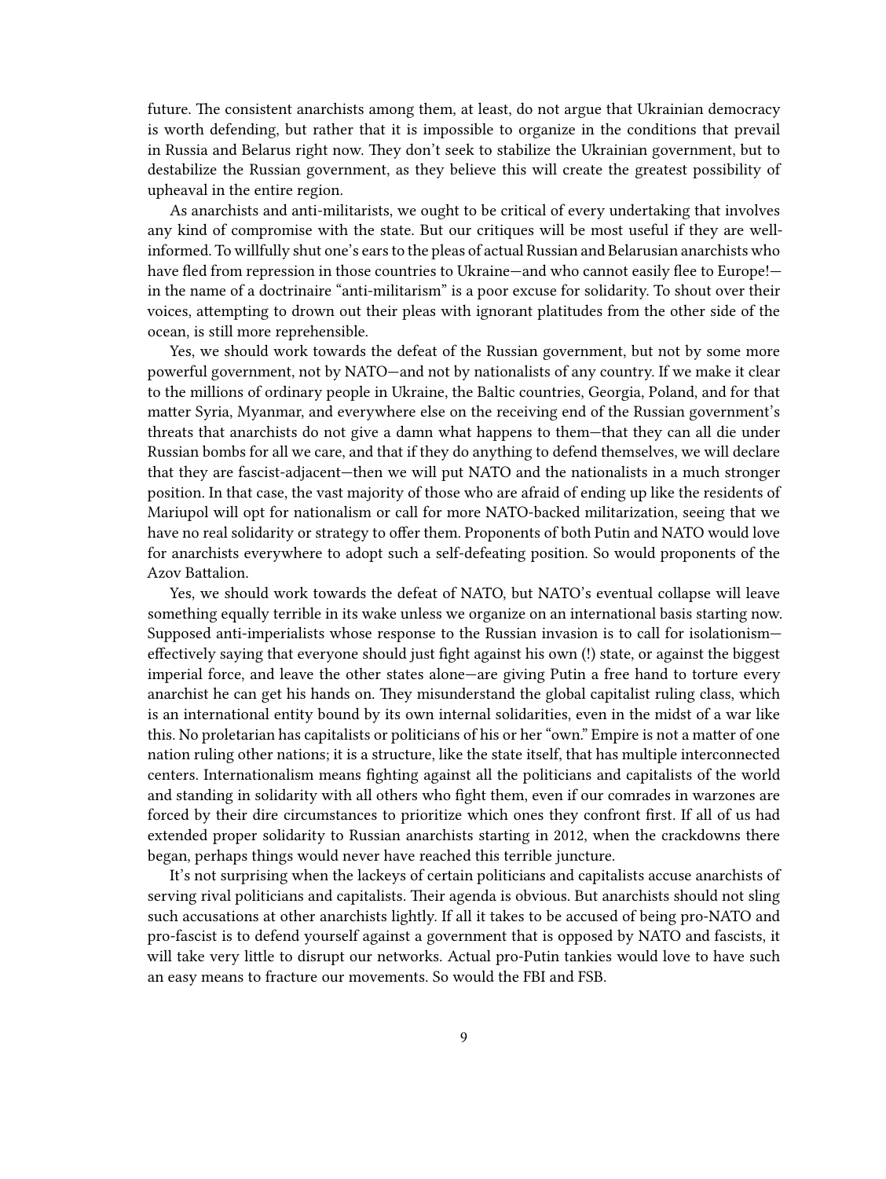future. The consistent anarchists among them, at least, do not argue that Ukrainian democracy is worth defending, but rather that it is impossible to organize in the conditions that prevail in Russia and Belarus right now. They don't seek to stabilize the Ukrainian government, but to destabilize the Russian government, as they believe this will create the greatest possibility of upheaval in the entire region.

As anarchists and anti-militarists, we ought to be critical of every undertaking that involves any kind of compromise with the state. But our critiques will be most useful if they are well-informed. To willfully shut one's ears to the pleas of actual Russian and Belarusian anarchists who have fled from repression in those countries to Ukraine—and who cannot easily flee to Europe!—in the name of a doctrinaire "anti-militarism" is a poor excuse for solidarity. To shout over their voices, attempting to drown out their pleas with ignorant platitudes from the other side of the ocean, is still more reprehensible.

Yes, we should work towards the defeat of the Russian government, but not by some more powerful government, not by NATO—and not by nationalists of any country. If we make it clear to the millions of ordinary people in Ukraine, the Baltic countries, Georgia, Poland, and for that matter Syria, Myanmar, and everywhere else on the receiving end of the Russian government's threats that anarchists do not give a damn what happens to them—that they can all die under Russian bombs for all we care, and that if they do anything to defend themselves, we will declare that they are fascist-adjacent—then we will put NATO and the nationalists in a much stronger position. In that case, the vast majority of those who are afraid of ending up like the residents of Mariupol will opt for nationalism or call for more NATO-backed militarization, seeing that we have no real solidarity or strategy to offer them. Proponents of both Putin and NATO would love for anarchists everywhere to adopt such a self-defeating position. So would proponents of the Azov Battalion.

Yes, we should work towards the defeat of NATO, but NATO's eventual collapse will leave something equally terrible in its wake unless we organize on an international basis starting now. Supposed anti-imperialists whose response to the Russian invasion is to call for isolationism—effectively saying that everyone should just fight against his own (!) state, or against the biggest imperial force, and leave the other states alone—are giving Putin a free hand to torture every anarchist he can get his hands on. They misunderstand the global capitalist ruling class, which is an international entity bound by its own internal solidarities, even in the midst of a war like this. No proletarian has capitalists or politicians of his or her "own." Empire is not a matter of one nation ruling other nations; it is a structure, like the state itself, that has multiple interconnected centers. Internationalism means fighting against all the politicians and capitalists of the world and standing in solidarity with all others who fight them, even if our comrades in warzones are forced by their dire circumstances to prioritize which ones they confront first. If all of us had extended proper solidarity to Russian anarchists starting in 2012, when the crackdowns there began, perhaps things would never have reached this terrible juncture.

It's not surprising when the lackeys of certain politicians and capitalists accuse anarchists of serving rival politicians and capitalists. Their agenda is obvious. But anarchists should not sling such accusations at other anarchists lightly. If all it takes to be accused of being pro-NATO and pro-fascist is to defend yourself against a government that is opposed by NATO and fascists, it will take very little to disrupt our networks. Actual pro-Putin tankies would love to have such an easy means to fracture our movements. So would the FBI and FSB.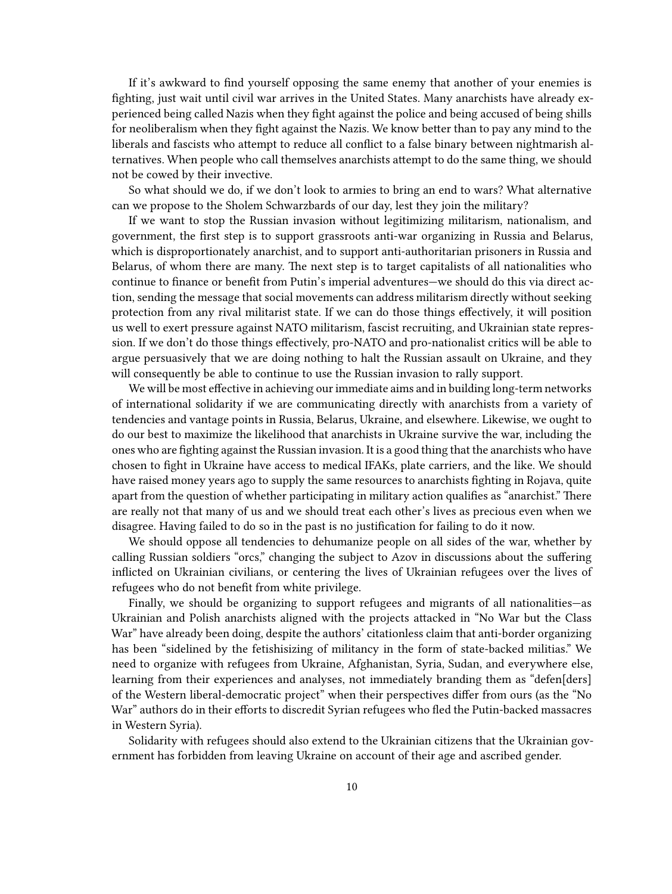If it's awkward to find yourself opposing the same enemy that another of your enemies is fighting, just wait until civil war arrives in the United States. Many anarchists have already experienced being called Nazis when they fight against the police and being accused of being shills for neoliberalism when they fight against the Nazis. We know better than to pay any mind to the liberals and fascists who attempt to reduce all conflict to a false binary between nightmarish alternatives. When people who call themselves anarchists attempt to do the same thing, we should not be cowed by their invective.

So what should we do, if we don't look to armies to bring an end to wars? What alternative can we propose to the Sholem Schwarzbards of our day, lest they join the military?

If we want to stop the Russian invasion without legitimizing militarism, nationalism, and government, the first step is to support grassroots anti-war organizing in Russia and Belarus, which is disproportionately anarchist, and to support anti-authoritarian prisoners in Russia and Belarus, of whom there are many. The next step is to target capitalists of all nationalities who continue to finance or benefit from Putin's imperial adventures—we should do this via direct action, sending the message that social movements can address militarism directly without seeking protection from any rival militarist state. If we can do those things effectively, it will position us well to exert pressure against NATO militarism, fascist recruiting, and Ukrainian state repression. If we don't do those things effectively, pro-NATO and pro-nationalist critics will be able to argue persuasively that we are doing nothing to halt the Russian assault on Ukraine, and they will consequently be able to continue to use the Russian invasion to rally support.

We will be most effective in achieving our immediate aims and in building long-term networks of international solidarity if we are communicating directly with anarchists from a variety of tendencies and vantage points in Russia, Belarus, Ukraine, and elsewhere. Likewise, we ought to do our best to maximize the likelihood that anarchists in Ukraine survive the war, including the ones who are fighting against the Russian invasion. It is a good thing that the anarchists who have chosen to fight in Ukraine have access to medical IFAKs, plate carriers, and the like. We should have raised money years ago to supply the same resources to anarchists fighting in Rojava, quite apart from the question of whether participating in military action qualifies as "anarchist." There are really not that many of us and we should treat each other's lives as precious even when we disagree. Having failed to do so in the past is no justification for failing to do it now.

We should oppose all tendencies to dehumanize people on all sides of the war, whether by calling Russian soldiers "orcs," changing the subject to Azov in discussions about the suffering inflicted on Ukrainian civilians, or centering the lives of Ukrainian refugees over the lives of refugees who do not benefit from white privilege.

Finally, we should be organizing to support refugees and migrants of all nationalities—as Ukrainian and Polish anarchists aligned with the projects attacked in "No War but the Class War" have already been doing, despite the authors' citationless claim that anti-border organizing has been "sidelined by the fetishisizing of militancy in the form of state-backed militias." We need to organize with refugees from Ukraine, Afghanistan, Syria, Sudan, and everywhere else, learning from their experiences and analyses, not immediately branding them as "defen[ders] of the Western liberal-democratic project" when their perspectives differ from ours (as the "No War" authors do in their efforts to discredit Syrian refugees who fled the Putin-backed massacres in Western Syria).

Solidarity with refugees should also extend to the Ukrainian citizens that the Ukrainian government has forbidden from leaving Ukraine on account of their age and ascribed gender.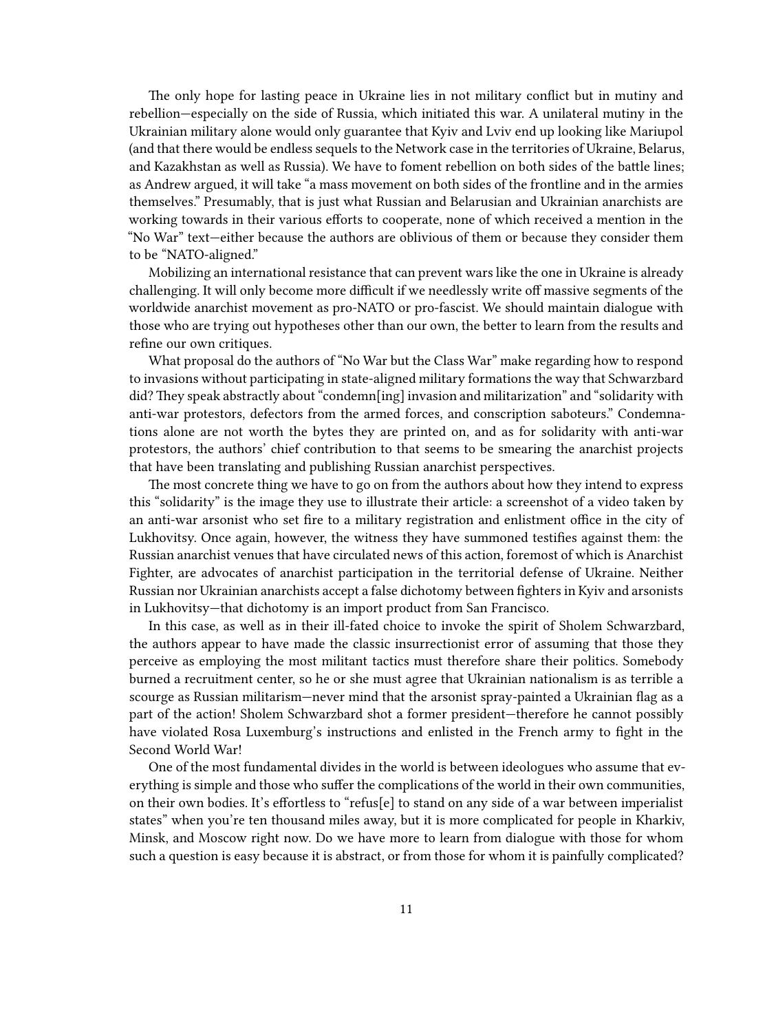The only hope for lasting peace in Ukraine lies in not military conflict but in mutiny and rebellion—especially on the side of Russia, which initiated this war. A unilateral mutiny in the Ukrainian military alone would only guarantee that Kyiv and Lviv end up looking like Mariupol (and that there would be endless sequels to the Network case in the territories of Ukraine, Belarus, and Kazakhstan as well as Russia). We have to foment rebellion on both sides of the battle lines; as Andrew argued, it will take "a mass movement on both sides of the frontline and in the armies themselves." Presumably, that is just what Russian and Belarusian and Ukrainian anarchists are working towards in their various efforts to cooperate, none of which received a mention in the "No War" text—either because the authors are oblivious of them or because they consider them to be "NATO-aligned."

Mobilizing an international resistance that can prevent wars like the one in Ukraine is already challenging. It will only become more difficult if we needlessly write off massive segments of the worldwide anarchist movement as pro-NATO or pro-fascist. We should maintain dialogue with those who are trying out hypotheses other than our own, the better to learn from the results and refine our own critiques.

What proposal do the authors of "No War but the Class War" make regarding how to respond to invasions without participating in state-aligned military formations the way that Schwarzbard did? They speak abstractly about "condemn[ing] invasion and militarization" and "solidarity with anti-war protestors, defectors from the armed forces, and conscription saboteurs." Condemnations alone are not worth the bytes they are printed on, and as for solidarity with anti-war protestors, the authors' chief contribution to that seems to be smearing the anarchist projects that have been translating and publishing Russian anarchist perspectives.

The most concrete thing we have to go on from the authors about how they intend to express this "solidarity" is the image they use to illustrate their article: a screenshot of a video taken by an anti-war arsonist who set fire to a military registration and enlistment office in the city of Lukhovitsy. Once again, however, the witness they have summoned testifies against them: the Russian anarchist venues that have circulated news of this action, foremost of which is Anarchist Fighter, are advocates of anarchist participation in the territorial defense of Ukraine. Neither Russian nor Ukrainian anarchists accept a false dichotomy between fighters in Kyiv and arsonists in Lukhovitsy—that dichotomy is an import product from San Francisco.

In this case, as well as in their ill-fated choice to invoke the spirit of Sholem Schwarzbard, the authors appear to have made the classic insurrectionist error of assuming that those they perceive as employing the most militant tactics must therefore share their politics. Somebody burned a recruitment center, so he or she must agree that Ukrainian nationalism is as terrible a scourge as Russian militarism—never mind that the arsonist spray-painted a Ukrainian flag as a part of the action! Sholem Schwarzbard shot a former president—therefore he cannot possibly have violated Rosa Luxemburg's instructions and enlisted in the French army to fight in the Second World War!

One of the most fundamental divides in the world is between ideologues who assume that everything is simple and those who suffer the complications of the world in their own communities, on their own bodies. It's effortless to "refus[e] to stand on any side of a war between imperialist states" when you're ten thousand miles away, but it is more complicated for people in Kharkiv, Minsk, and Moscow right now. Do we have more to learn from dialogue with those for whom such a question is easy because it is abstract, or from those for whom it is painfully complicated?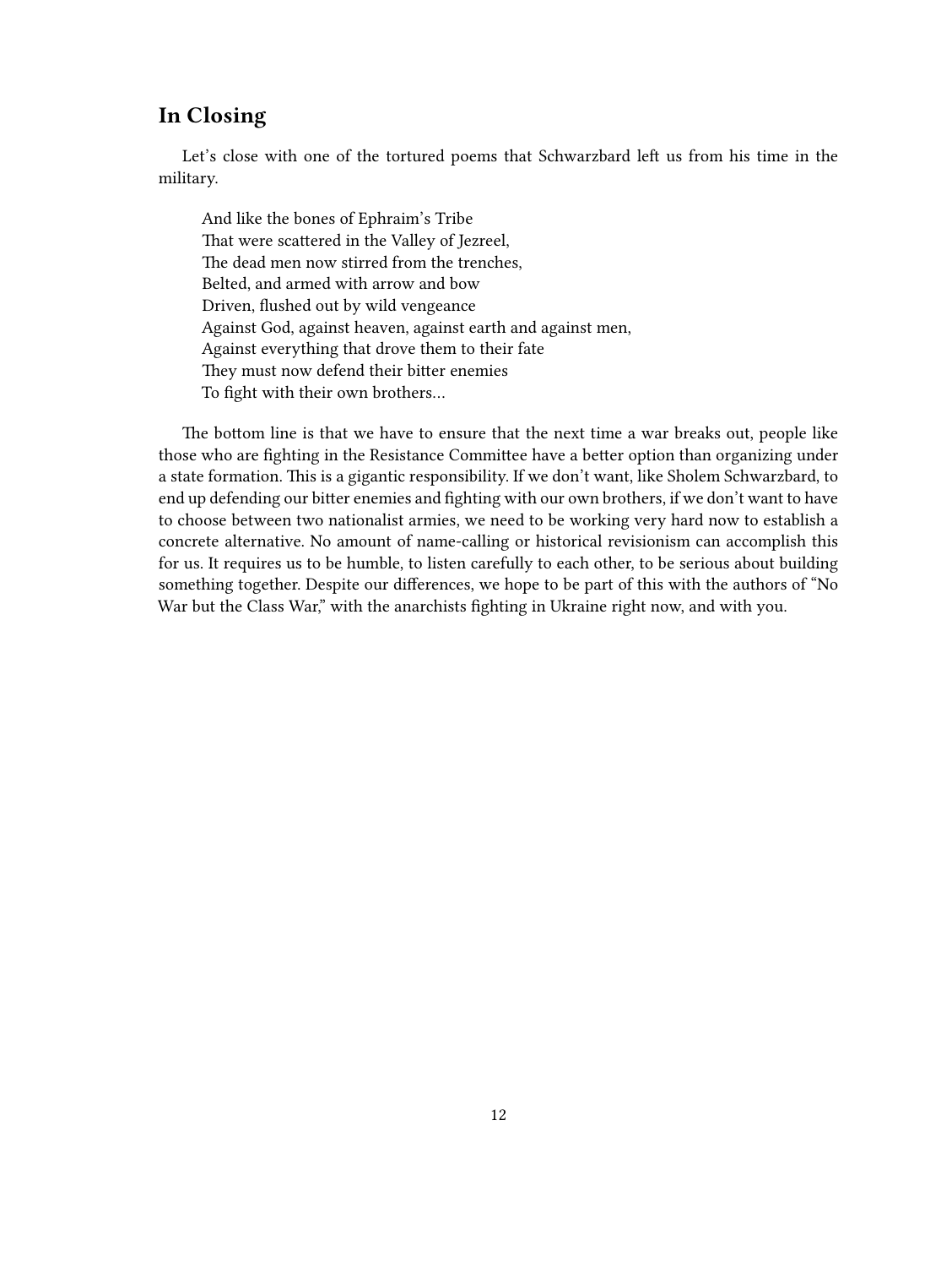## In Closing

Let's close with one of the tortured poems that Schwarzbard left us from his time in the military.

> And like the bones of Ephraim's Tribe
> That were scattered in the Valley of Jezreel,
> The dead men now stirred from the trenches,
> Belted, and armed with arrow and bow
> Driven, flushed out by wild vengeance
> Against God, against heaven, against earth and against men,
> Against everything that drove them to their fate
> They must now defend their bitter enemies
> To fight with their own brothers…

The bottom line is that we have to ensure that the next time a war breaks out, people like those who are fighting in the Resistance Committee have a better option than organizing under a state formation. This is a gigantic responsibility. If we don't want, like Sholem Schwarzbard, to end up defending our bitter enemies and fighting with our own brothers, if we don't want to have to choose between two nationalist armies, we need to be working very hard now to establish a concrete alternative. No amount of name-calling or historical revisionism can accomplish this for us. It requires us to be humble, to listen carefully to each other, to be serious about building something together. Despite our differences, we hope to be part of this with the authors of "No War but the Class War," with the anarchists fighting in Ukraine right now, and with you.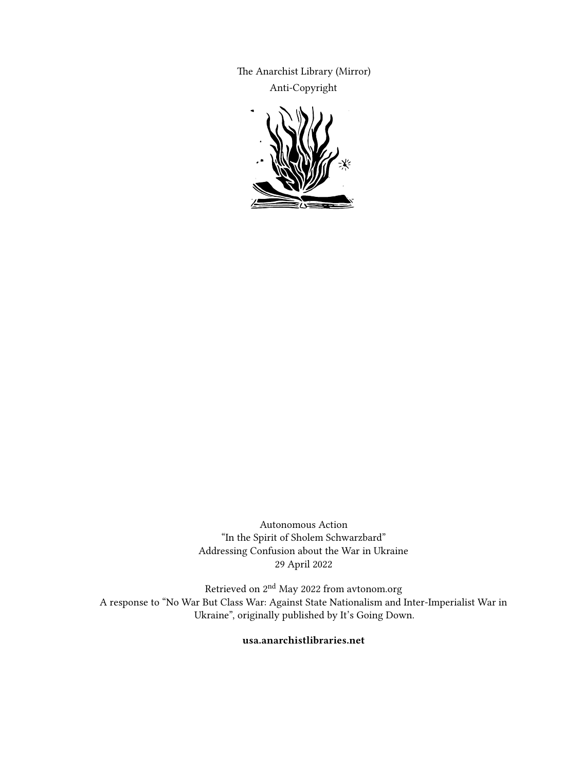The Anarchist Library (Mirror)
Anti-Copyright

Autonomous Action
"In the Spirit of Sholem Schwarzbard"
Addressing Confusion about the War in Ukraine
29 April 2022

Retrieved on 2nd May 2022 from avtonom.org
A response to "No War But Class War: Against State Nationalism and Inter-Imperialist War in Ukraine", originally published by It's Going Down.

**usa.anarchistlibraries.net**